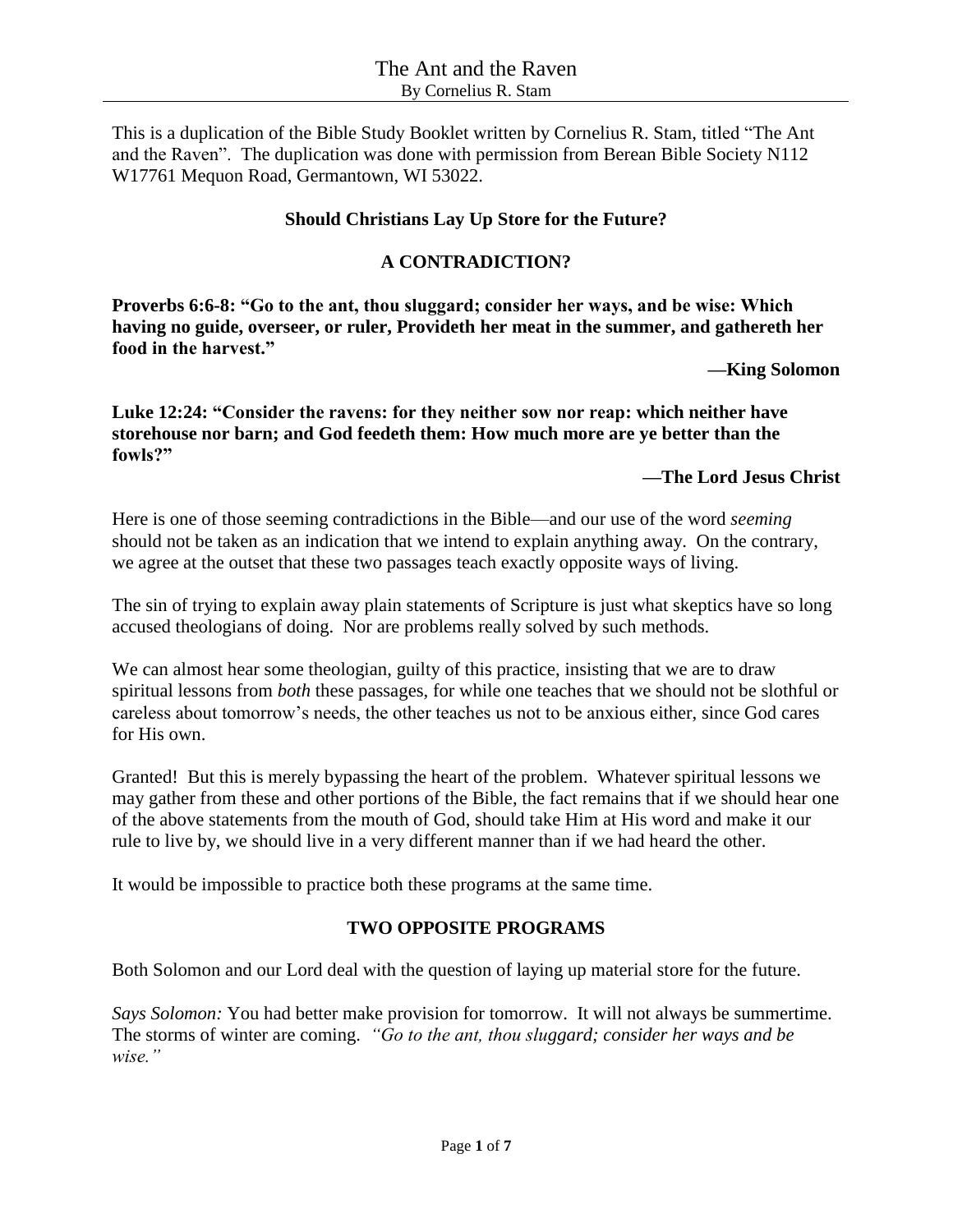# The Ant and the Raven

By Cornelius R. Stam

This is a duplication of the Bible Study Booklet written by Cornelius R. Stam, titled "The Ant and the Raven". The duplication was done with permission from Berean Bible Society N112 W17761 Mequon Road, Germantown, WI 53022.

## Should Christians Lay Up Store for the Future?

### A CONTRADICTION?

**Proverbs 6:6-8: "Go to the ant, thou sluggard; consider her ways, and be wise: Which having no guide, overseer, or ruler, Provideth her meat in the summer, and gathereth her food in the harvest."**

**—King Solomon**

**Luke 12:24: "Consider the ravens: for they neither sow nor reap: which neither have storehouse nor barn; and God feedeth them: How much more are ye better than the fowls?"**

**—The Lord Jesus Christ**

Here is one of those seeming contradictions in the Bible—and our use of the word *seeming* should not be taken as an indication that we intend to explain anything away. On the contrary, we agree at the outset that these two passages teach exactly opposite ways of living.

The sin of trying to explain away plain statements of Scripture is just what skeptics have so long accused theologians of doing. Nor are problems really solved by such methods.

We can almost hear some theologian, guilty of this practice, insisting that we are to draw spiritual lessons from *both* these passages, for while one teaches that we should not be slothful or careless about tomorrow's needs, the other teaches us not to be anxious either, since God cares for His own.

Granted! But this is merely bypassing the heart of the problem. Whatever spiritual lessons we may gather from these and other portions of the Bible, the fact remains that if we should hear one of the above statements from the mouth of God, should take Him at His word and make it our rule to live by, we should live in a very different manner than if we had heard the other.

It would be impossible to practice both these programs at the same time.

### TWO OPPOSITE PROGRAMS

Both Solomon and our Lord deal with the question of laying up material store for the future.

*Says Solomon:* You had better make provision for tomorrow. It will not always be summertime. The storms of winter are coming. *"Go to the ant, thou sluggard; consider her ways and be wise."*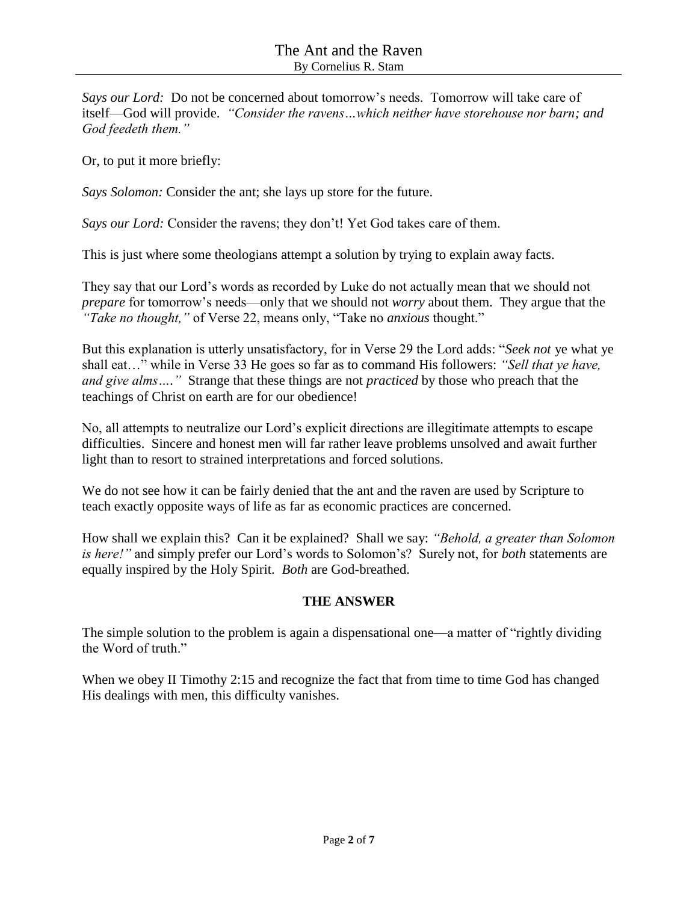*Says our Lord:* Do not be concerned about tomorrow's needs. Tomorrow will take care of itself—God will provide. *"Consider the ravens…which neither have storehouse nor barn; and God feedeth them."*

Or, to put it more briefly:

*Says Solomon:* Consider the ant; she lays up store for the future.

*Says our Lord:* Consider the ravens; they don't! Yet God takes care of them.

This is just where some theologians attempt a solution by trying to explain away facts.

They say that our Lord's words as recorded by Luke do not actually mean that we should not *prepare* for tomorrow's needs—only that we should not *worry* about them. They argue that the *"Take no thought,"* of Verse 22, means only, "Take no *anxious* thought."

But this explanation is utterly unsatisfactory, for in Verse 29 the Lord adds: "*Seek not* ye what ye shall eat…" while in Verse 33 He goes so far as to command His followers: *"Sell that ye have, and give alms…."* Strange that these things are not *practiced* by those who preach that the teachings of Christ on earth are for our obedience!

No, all attempts to neutralize our Lord's explicit directions are illegitimate attempts to escape difficulties. Sincere and honest men will far rather leave problems unsolved and await further light than to resort to strained interpretations and forced solutions.

We do not see how it can be fairly denied that the ant and the raven are used by Scripture to teach exactly opposite ways of life as far as economic practices are concerned.

How shall we explain this? Can it be explained? Shall we say: *"Behold, a greater than Solomon is here!"* and simply prefer our Lord's words to Solomon's? Surely not, for *both* statements are equally inspired by the Holy Spirit. *Both* are God-breathed.

## THE ANSWER

The simple solution to the problem is again a dispensational one—a matter of "rightly dividing the Word of truth."

When we obey II Timothy 2:15 and recognize the fact that from time to time God has changed His dealings with men, this difficulty vanishes.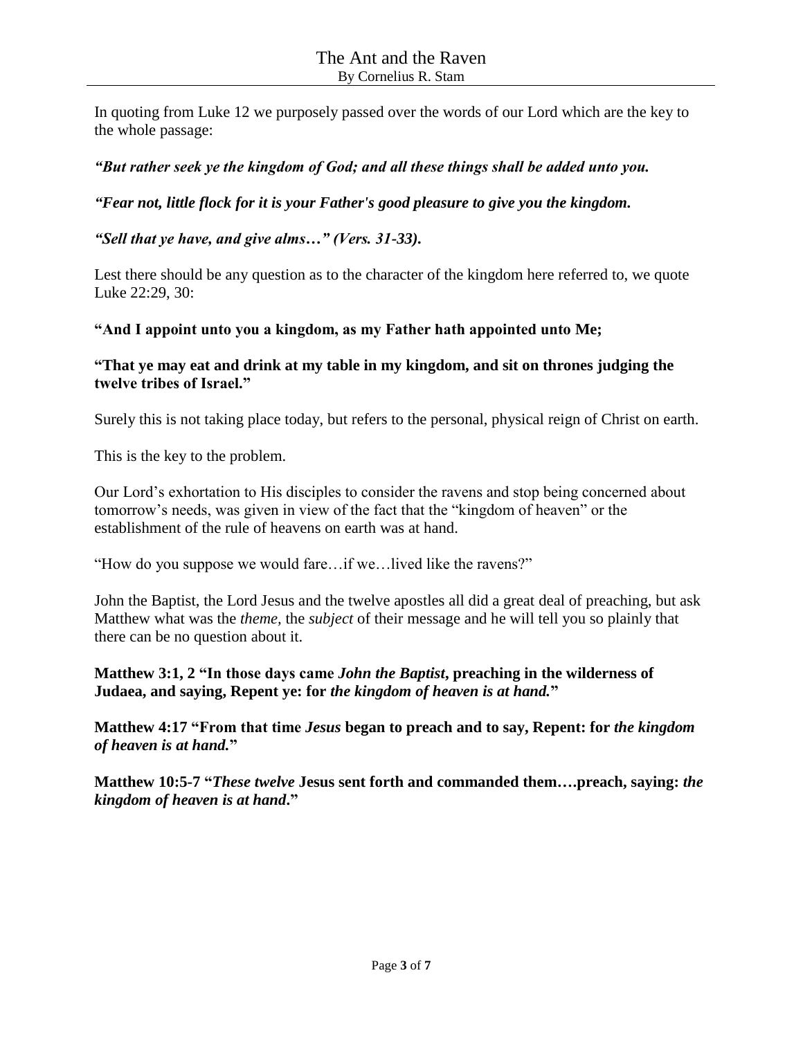In quoting from Luke 12 we purposely passed over the words of our Lord which are the key to the whole passage:

***"But rather seek ye the kingdom of God; and all these things shall be added unto you.***

***"Fear not, little flock for it is your Father's good pleasure to give you the kingdom.***

***"Sell that ye have, and give alms…" (Vers. 31-33).***

Lest there should be any question as to the character of the kingdom here referred to, we quote Luke 22:29, 30:

**"And I appoint unto you a kingdom, as my Father hath appointed unto Me;**

**"That ye may eat and drink at my table in my kingdom, and sit on thrones judging the twelve tribes of Israel."**

Surely this is not taking place today, but refers to the personal, physical reign of Christ on earth.

This is the key to the problem.

Our Lord's exhortation to His disciples to consider the ravens and stop being concerned about tomorrow's needs, was given in view of the fact that the "kingdom of heaven" or the establishment of the rule of heavens on earth was at hand.

"How do you suppose we would fare…if we…lived like the ravens?"

John the Baptist, the Lord Jesus and the twelve apostles all did a great deal of preaching, but ask Matthew what was the *theme,* the *subject* of their message and he will tell you so plainly that there can be no question about it.

**Matthew 3:1, 2 "In those days came *John the Baptist*, preaching in the wilderness of Judaea, and saying, Repent ye: for *the kingdom of heaven is at hand.*"**

**Matthew 4:17 "From that time *Jesus* began to preach and to say, Repent: for *the kingdom of heaven is at hand.*"**

**Matthew 10:5-7 "*These twelve* Jesus sent forth and commanded them….preach, saying: *the kingdom of heaven is at hand*."**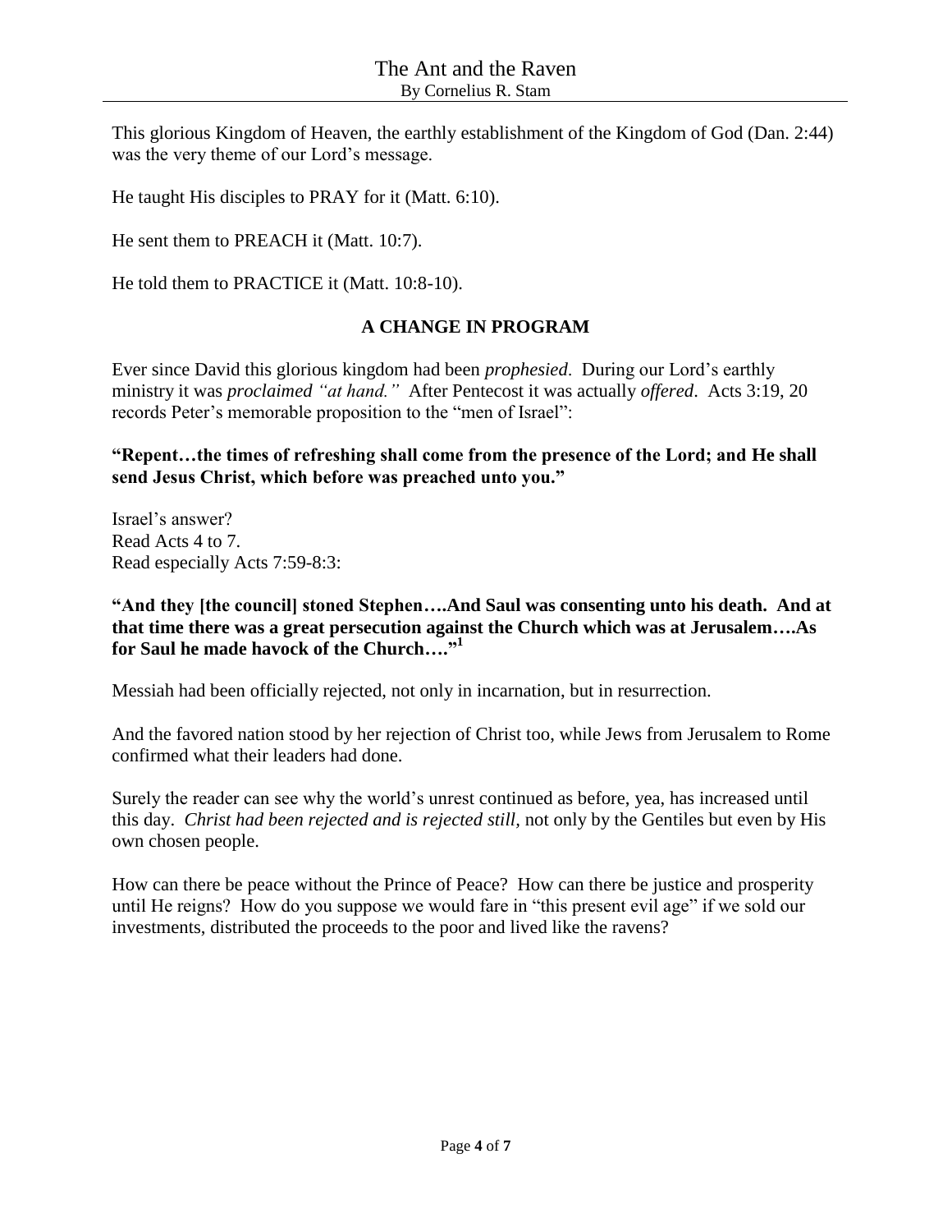This glorious Kingdom of Heaven, the earthly establishment of the Kingdom of God (Dan. 2:44) was the very theme of our Lord's message.

He taught His disciples to PRAY for it (Matt. 6:10).

He sent them to PREACH it (Matt. 10:7).

He told them to PRACTICE it (Matt. 10:8-10).

## A CHANGE IN PROGRAM

Ever since David this glorious kingdom had been *prophesied*. During our Lord's earthly ministry it was *proclaimed "at hand."* After Pentecost it was actually *offered*. Acts 3:19, 20 records Peter's memorable proposition to the "men of Israel":

**"Repent…the times of refreshing shall come from the presence of the Lord; and He shall send Jesus Christ, which before was preached unto you."**

Israel's answer?
Read Acts 4 to 7.
Read especially Acts 7:59-8:3:

**"And they [the council] stoned Stephen….And Saul was consenting unto his death. And at that time there was a great persecution against the Church which was at Jerusalem….As for Saul he made havock of the Church…."**[1]

Messiah had been officially rejected, not only in incarnation, but in resurrection.

And the favored nation stood by her rejection of Christ too, while Jews from Jerusalem to Rome confirmed what their leaders had done.

Surely the reader can see why the world's unrest continued as before, yea, has increased until this day. *Christ had been rejected and is rejected still,* not only by the Gentiles but even by His own chosen people.

How can there be peace without the Prince of Peace? How can there be justice and prosperity until He reigns? How do you suppose we would fare in "this present evil age" if we sold our investments, distributed the proceeds to the poor and lived like the ravens?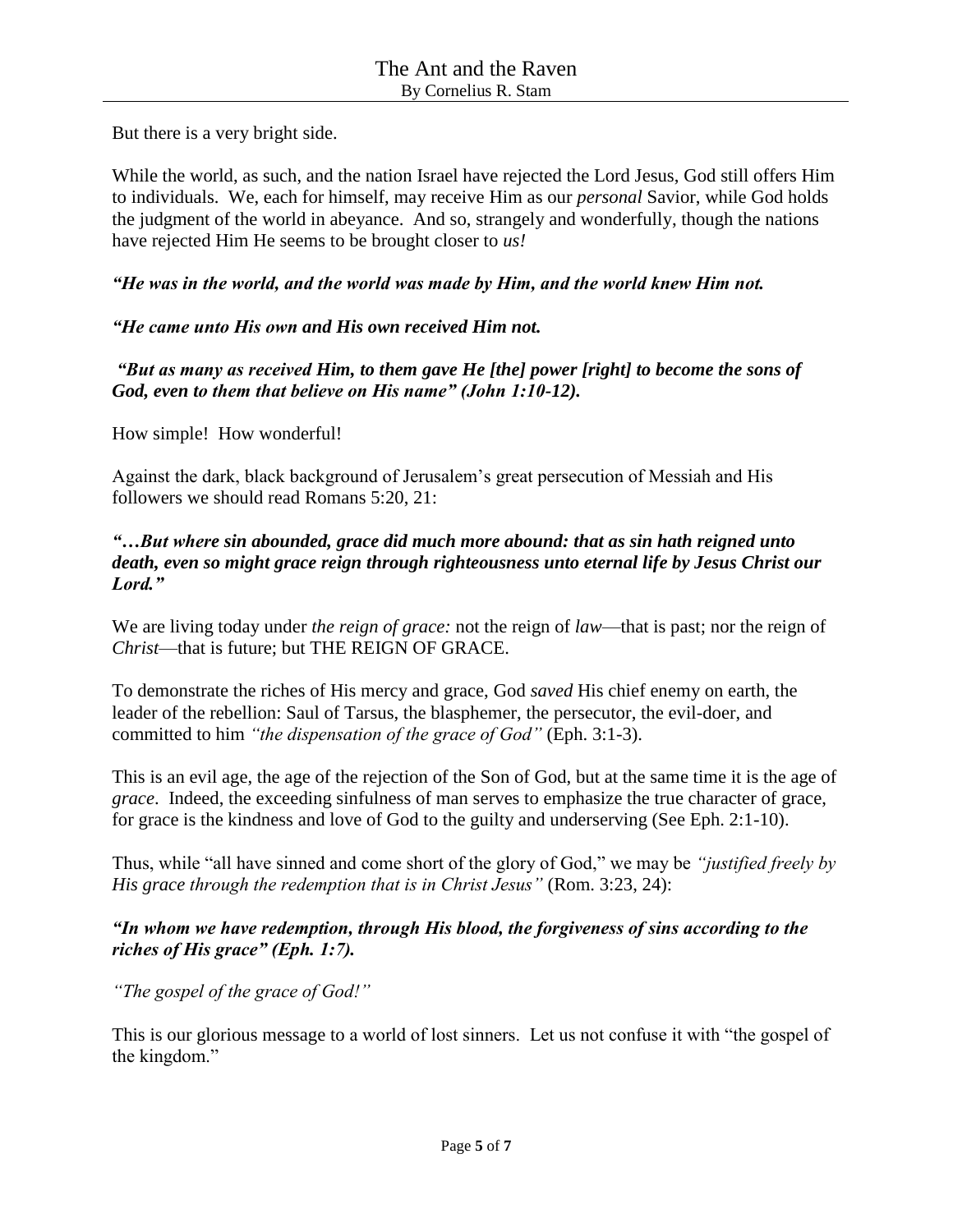But there is a very bright side.

While the world, as such, and the nation Israel have rejected the Lord Jesus, God still offers Him to individuals. We, each for himself, may receive Him as our *personal* Savior, while God holds the judgment of the world in abeyance. And so, strangely and wonderfully, though the nations have rejected Him He seems to be brought closer to *us!*

***"He was in the world, and the world was made by Him, and the world knew Him not.***

***"He came unto His own and His own received Him not.***

***"But as many as received Him, to them gave He [the] power [right] to become the sons of God, even to them that believe on His name" (John 1:10-12).***

How simple! How wonderful!

Against the dark, black background of Jerusalem's great persecution of Messiah and His followers we should read Romans 5:20, 21:

***"…But where sin abounded, grace did much more abound: that as sin hath reigned unto death, even so might grace reign through righteousness unto eternal life by Jesus Christ our Lord."***

We are living today under *the reign of grace:* not the reign of *law*—that is past; nor the reign of *Christ*—that is future; but THE REIGN OF GRACE.

To demonstrate the riches of His mercy and grace, God *saved* His chief enemy on earth, the leader of the rebellion: Saul of Tarsus, the blasphemer, the persecutor, the evil-doer, and committed to him *"the dispensation of the grace of God"* (Eph. 3:1-3).

This is an evil age, the age of the rejection of the Son of God, but at the same time it is the age of *grace*. Indeed, the exceeding sinfulness of man serves to emphasize the true character of grace, for grace is the kindness and love of God to the guilty and underserving (See Eph. 2:1-10).

Thus, while "all have sinned and come short of the glory of God," we may be *"justified freely by His grace through the redemption that is in Christ Jesus"* (Rom. 3:23, 24):

***"In whom we have redemption, through His blood, the forgiveness of sins according to the riches of His grace" (Eph. 1:7).***

*"The gospel of the grace of God!"*

This is our glorious message to a world of lost sinners. Let us not confuse it with "the gospel of the kingdom."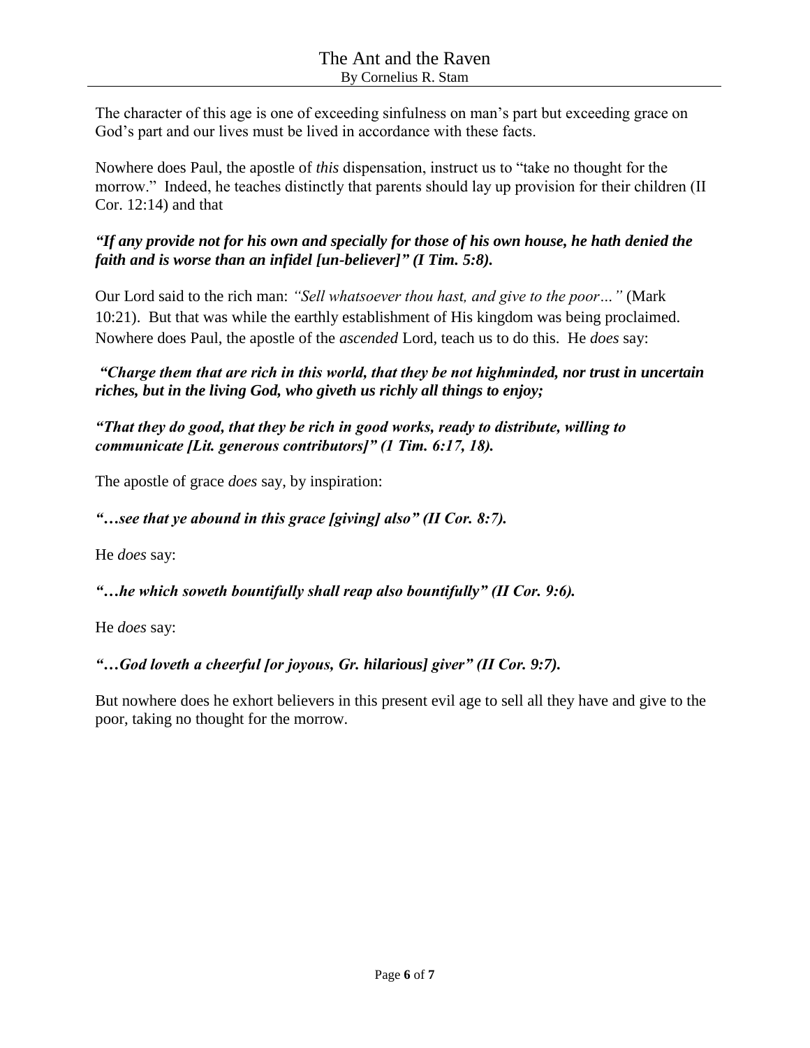The character of this age is one of exceeding sinfulness on man's part but exceeding grace on God's part and our lives must be lived in accordance with these facts.

Nowhere does Paul, the apostle of *this* dispensation, instruct us to "take no thought for the morrow." Indeed, he teaches distinctly that parents should lay up provision for their children (II Cor. 12:14) and that

***"If any provide not for his own and specially for those of his own house, he hath denied the faith and is worse than an infidel [un-believer]" (I Tim. 5:8).***

Our Lord said to the rich man: *"Sell whatsoever thou hast, and give to the poor…"* (Mark 10:21). But that was while the earthly establishment of His kingdom was being proclaimed. Nowhere does Paul, the apostle of the *ascended* Lord, teach us to do this. He *does* say:

***"Charge them that are rich in this world, that they be not highminded, nor trust in uncertain riches, but in the living God, who giveth us richly all things to enjoy;***

***"That they do good, that they be rich in good works, ready to distribute, willing to communicate [Lit. generous contributors]" (1 Tim. 6:17, 18).***

The apostle of grace *does* say, by inspiration:

***"…see that ye abound in this grace [giving] also" (II Cor. 8:7).***

He *does* say:

***"…he which soweth bountifully shall reap also bountifully" (II Cor. 9:6).***

He *does* say:

***"…God loveth a cheerful [or joyous, Gr. hilarious] giver" (II Cor. 9:7).***

But nowhere does he exhort believers in this present evil age to sell all they have and give to the poor, taking no thought for the morrow.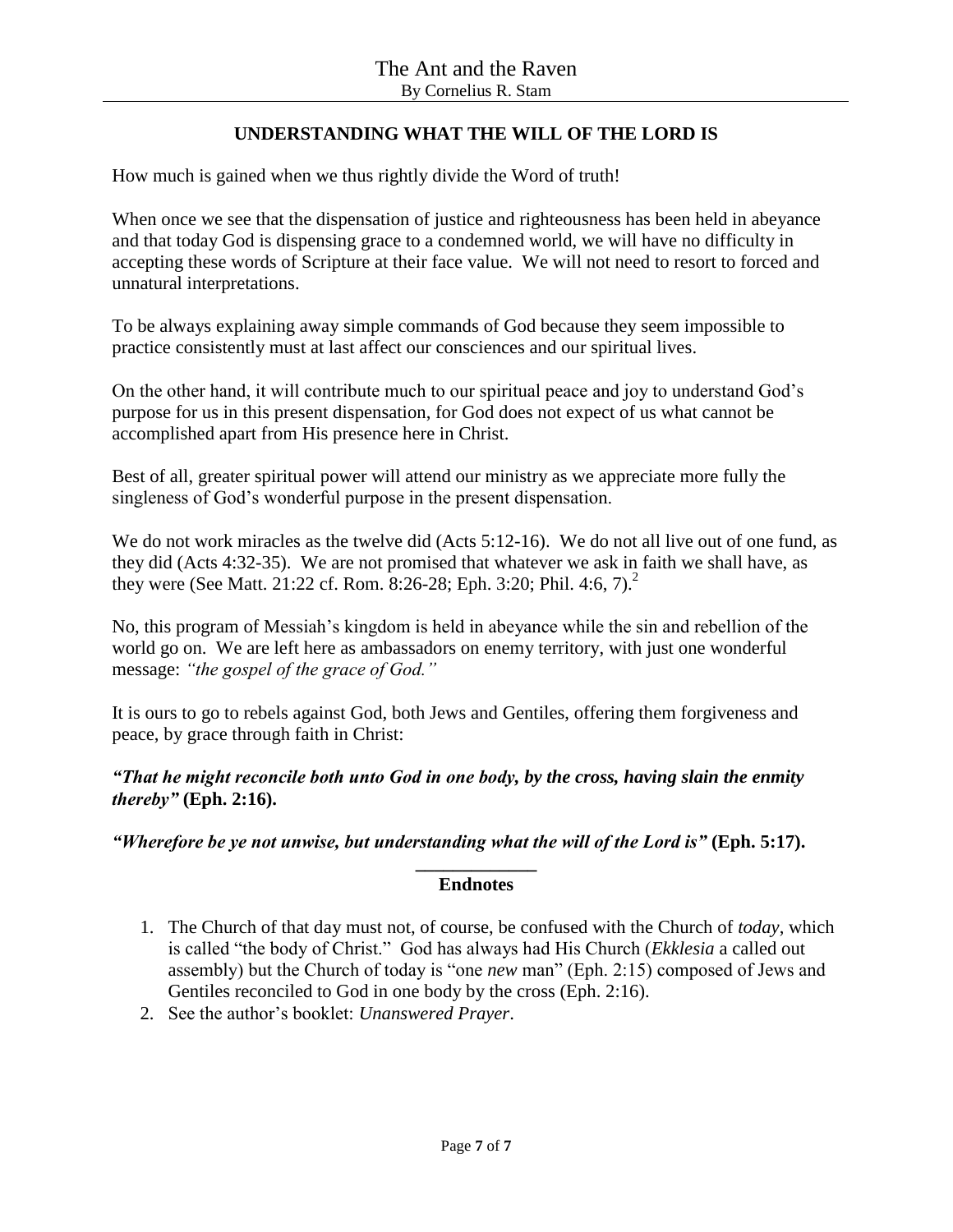## UNDERSTANDING WHAT THE WILL OF THE LORD IS

How much is gained when we thus rightly divide the Word of truth!

When once we see that the dispensation of justice and righteousness has been held in abeyance and that today God is dispensing grace to a condemned world, we will have no difficulty in accepting these words of Scripture at their face value. We will not need to resort to forced and unnatural interpretations.

To be always explaining away simple commands of God because they seem impossible to practice consistently must at last affect our consciences and our spiritual lives.

On the other hand, it will contribute much to our spiritual peace and joy to understand God's purpose for us in this present dispensation, for God does not expect of us what cannot be accomplished apart from His presence here in Christ.

Best of all, greater spiritual power will attend our ministry as we appreciate more fully the singleness of God's wonderful purpose in the present dispensation.

We do not work miracles as the twelve did (Acts 5:12-16). We do not all live out of one fund, as they did (Acts 4:32-35). We are not promised that whatever we ask in faith we shall have, as they were (See Matt. 21:22 cf. Rom. 8:26-28; Eph. 3:20; Phil. 4:6, 7).[2]

No, this program of Messiah's kingdom is held in abeyance while the sin and rebellion of the world go on. We are left here as ambassadors on enemy territory, with just one wonderful message: *"the gospel of the grace of God."*

It is ours to go to rebels against God, both Jews and Gentiles, offering them forgiveness and peace, by grace through faith in Christ:

***"That he might reconcile both unto God in one body, by the cross, having slain the enmity thereby"* (Eph. 2:16).**

***"Wherefore be ye not unwise, but understanding what the will of the Lord is"* (Eph. 5:17).**

---

**Endnotes**

1. The Church of that day must not, of course, be confused with the Church of *today*, which is called "the body of Christ." God has always had His Church (*Ekklesia* a called out assembly) but the Church of today is "one *new* man" (Eph. 2:15) composed of Jews and Gentiles reconciled to God in one body by the cross (Eph. 2:16).
2. See the author's booklet: *Unanswered Prayer*.